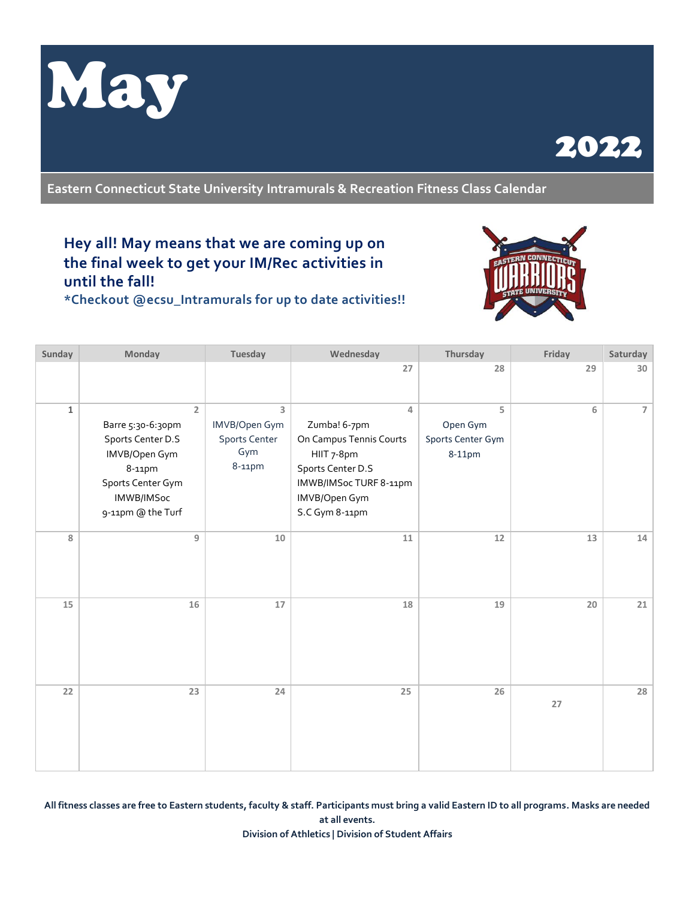# May

# 2022

**Eastern Connecticut State University Intramurals & Recreation Fitness Class Calendar**

## Hey all! May means that we are coming up on the final week to get your IM/Rec activities in until the fall!

**\*Checkout @ecsu_Intramurals for up to date activities!!**

| Sunday | Monday | Tuesday | Wednesday | Thursday | Friday | Saturday |
|---|---|---|---|---|---|---|
| | | | 27 | 28 | 29 | 30 |
| 1 | 2<br>Barre 5:30-6:30pm<br>Sports Center D.S<br>IMVB/Open Gym<br>8-11pm<br>Sports Center Gym<br>IMWB/IMSoc<br>9-11pm @ the Turf | 3<br>IMVB/Open Gym<br>Sports Center Gym<br>8-11pm | 4<br>Zumba! 6-7pm<br>On Campus Tennis Courts<br>HIIT 7-8pm<br>Sports Center D.S<br>IMWB/IMSoc TURF 8-11pm<br>IMVB/Open Gym<br>S.C Gym 8-11pm | 5<br>Open Gym<br>Sports Center Gym<br>8-11pm | 6 | 7 |
| 8 | 9 | 10 | 11 | 12 | 13 | 14 |
| 15 | 16 | 17 | 18 | 19 | 20 | 21 |
| 22 | 23 | 24 | 25 | 26 | 27 | 28 |

**All fitness classes are free to Eastern students, faculty & staff. Participants must bring a valid Eastern ID to all programs. Masks are needed at all events.**

**Division of Athletics | Division of Student Affairs**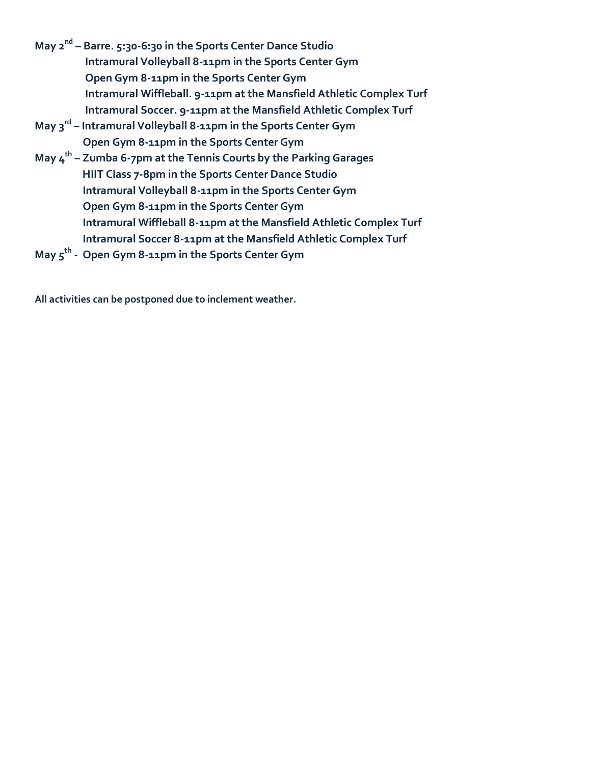**May 2nd – Barre. 5:30-6:30 in the Sports Center Dance Studio**
**Intramural Volleyball 8-11pm in the Sports Center Gym**
**Open Gym 8-11pm in the Sports Center Gym**
**Intramural Wiffleball. 9-11pm at the Mansfield Athletic Complex Turf**
**Intramural Soccer. 9-11pm at the Mansfield Athletic Complex Turf**

**May 3rd – Intramural Volleyball 8-11pm in the Sports Center Gym**
**Open Gym 8-11pm in the Sports Center Gym**

**May 4th – Zumba 6-7pm at the Tennis Courts by the Parking Garages**
**HIIT Class 7-8pm in the Sports Center Dance Studio**
**Intramural Volleyball 8-11pm in the Sports Center Gym**
**Open Gym 8-11pm in the Sports Center Gym**
**Intramural Wiffleball 8-11pm at the Mansfield Athletic Complex Turf**
**Intramural Soccer 8-11pm at the Mansfield Athletic Complex Turf**

**May 5th - Open Gym 8-11pm in the Sports Center Gym**

**All activities can be postponed due to inclement weather.**